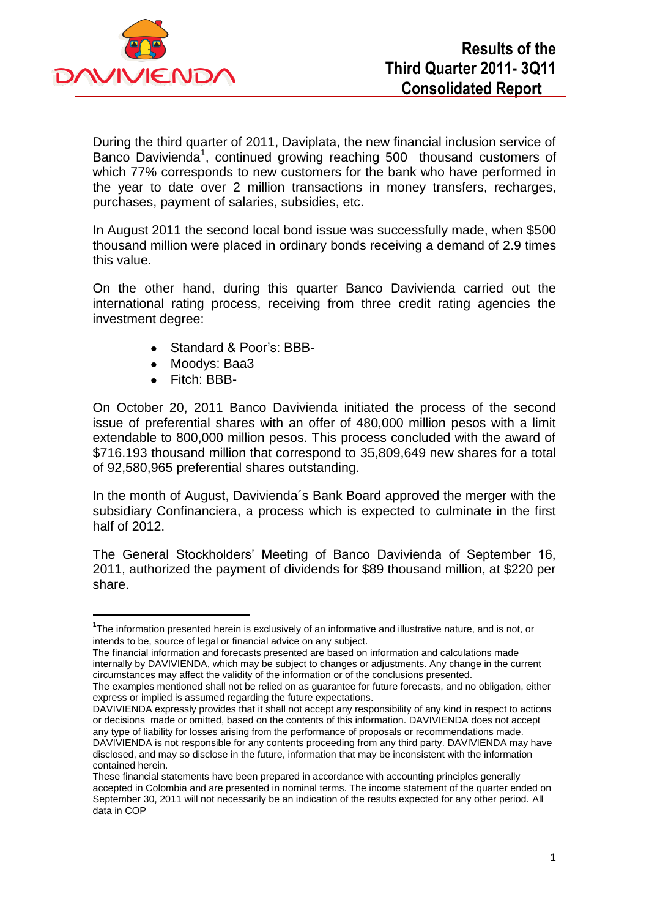# Results of the Third Quarter 2011- 3Q11 Consolidated Report

During the third quarter of 2011, Daviplata, the new financial inclusion service of Banco Davivienda[1], continued growing reaching 500 thousand customers of which 77% corresponds to new customers for the bank who have performed in the year to date over 2 million transactions in money transfers, recharges, purchases, payment of salaries, subsidies, etc.

In August 2011 the second local bond issue was successfully made, when $500 thousand million were placed in ordinary bonds receiving a demand of 2.9 times this value.

On the other hand, during this quarter Banco Davivienda carried out the international rating process, receiving from three credit rating agencies the investment degree:

- Standard & Poor's: BBB-
- Moodys: Baa3
- Fitch: BBB-

On October 20, 2011 Banco Davivienda initiated the process of the second issue of preferential shares with an offer of 480,000 million pesos with a limit extendable to 800,000 million pesos. This process concluded with the award of $716.193 thousand million that correspond to 35,809,649 new shares for a total of 92,580,965 preferential shares outstanding.

In the month of August, Davivienda´s Bank Board approved the merger with the subsidiary Confinanciera, a process which is expected to culminate in the first half of 2012.

The General Stockholders' Meeting of Banco Davivienda of September 16, 2011, authorized the payment of dividends for $89 thousand million, at $220 per share.

---

[1] The information presented herein is exclusively of an informative and illustrative nature, and is not, or intends to be, source of legal or financial advice on any subject.
The financial information and forecasts presented are based on information and calculations made internally by DAVIVIENDA, which may be subject to changes or adjustments. Any change in the current circumstances may affect the validity of the information or of the conclusions presented.
The examples mentioned shall not be relied on as guarantee for future forecasts, and no obligation, either express or implied is assumed regarding the future expectations.
DAVIVIENDA expressly provides that it shall not accept any responsibility of any kind in respect to actions or decisions made or omitted, based on the contents of this information. DAVIVIENDA does not accept any type of liability for losses arising from the performance of proposals or recommendations made. DAVIVIENDA is not responsible for any contents proceeding from any third party. DAVIVIENDA may have disclosed, and may so disclose in the future, information that may be inconsistent with the information contained herein.
These financial statements have been prepared in accordance with accounting principles generally accepted in Colombia and are presented in nominal terms. The income statement of the quarter ended on September 30, 2011 will not necessarily be an indication of the results expected for any other period. All data in COP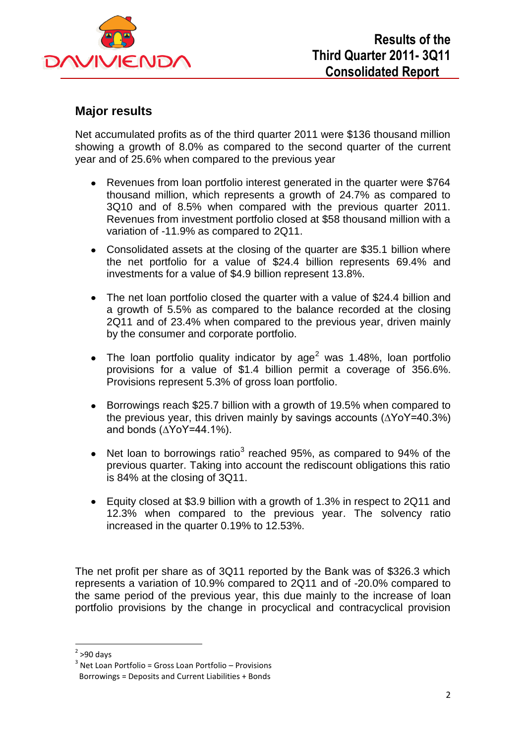## Major results

Net accumulated profits as of the third quarter 2011 were $136 thousand million showing a growth of 8.0% as compared to the second quarter of the current year and of 25.6% when compared to the previous year

- Revenues from loan portfolio interest generated in the quarter were $764 thousand million, which represents a growth of 24.7% as compared to 3Q10 and of 8.5% when compared with the previous quarter 2011. Revenues from investment portfolio closed at $58 thousand million with a variation of -11.9% as compared to 2Q11.
- Consolidated assets at the closing of the quarter are $35.1 billion where the net portfolio for a value of $24.4 billion represents 69.4% and investments for a value of $4.9 billion represent 13.8%.
- The net loan portfolio closed the quarter with a value of $24.4 billion and a growth of 5.5% as compared to the balance recorded at the closing 2Q11 and of 23.4% when compared to the previous year, driven mainly by the consumer and corporate portfolio.
- The loan portfolio quality indicator by age[2] was 1.48%, loan portfolio provisions for a value of $1.4 billion permit a coverage of 356.6%. Provisions represent 5.3% of gross loan portfolio.
- Borrowings reach $25.7 billion with a growth of 19.5% when compared to the previous year, this driven mainly by savings accounts ($\Delta$YoY=40.3%) and bonds ($\Delta$YoY=44.1%).
- Net loan to borrowings ratio[3] reached 95%, as compared to 94% of the previous quarter. Taking into account the rediscount obligations this ratio is 84% at the closing of 3Q11.
- Equity closed at $3.9 billion with a growth of 1.3% in respect to 2Q11 and 12.3% when compared to the previous year. The solvency ratio increased in the quarter 0.19% to 12.53%.

The net profit per share as of 3Q11 reported by the Bank was of $326.3 which represents a variation of 10.9% compared to 2Q11 and of -20.0% compared to the same period of the previous year, this due mainly to the increase of loan portfolio provisions by the change in procyclical and contracyclical provision

---

[2] >90 days

[3] Net Loan Portfolio = Gross Loan Portfolio – Provisions
Borrowings = Deposits and Current Liabilities + Bonds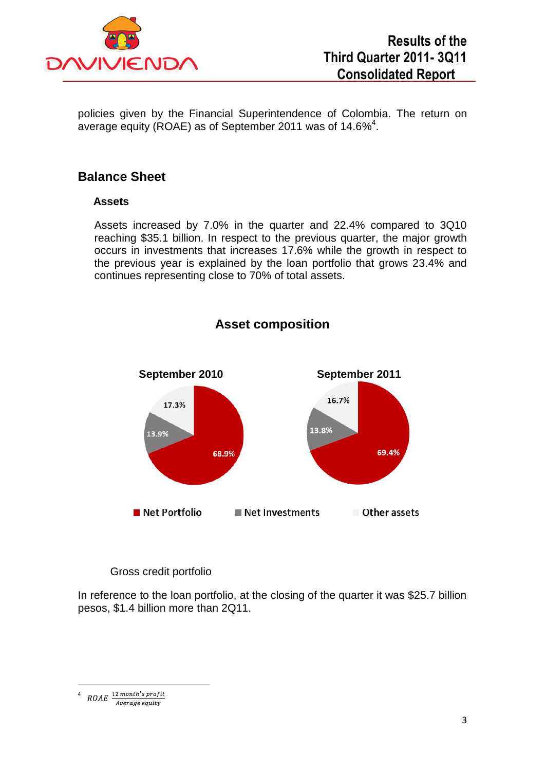policies given by the Financial Superintendence of Colombia. The return on average equity (ROAE) as of September 2011 was of 14.6%[4].

## Balance Sheet

### Assets

Assets increased by 7.0% in the quarter and 22.4% compared to 3Q10 reaching $35.1 billion. In respect to the previous quarter, the major growth occurs in investments that increases 17.6% while the growth in respect to the previous year is explained by the loan portfolio that grows 23.4% and continues representing close to 70% of total assets.

**Asset composition**

| | September 2010 | September 2011 |
|---|---|---|
| Net Portfolio | 68.9% | 69.4% |
| Net Investments | 13.9% | 13.8% |
| Other assets | 17.3% | 16.7% |

Gross credit portfolio

In reference to the loan portfolio, at the closing of the quarter it was $25.7 billion pesos, $1.4 billion more than 2Q11.

---

[4] $ROAE \frac{12\ month's\ profit}{Average\ equity}$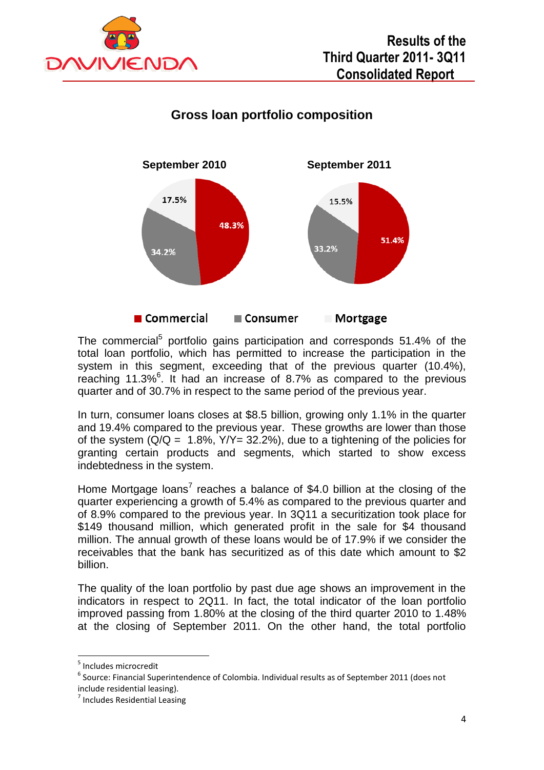## Gross loan portfolio composition

**September 2010**

| Segment | Share |
|---|---|
| Commercial | 48.3% |
| Consumer | 34.2% |
| Mortgage | 17.5% |

**September 2011**

| Segment | Share |
|---|---|
| Commercial | 51.4% |
| Consumer | 33.2% |
| Mortgage | 15.5% |

The commercial[5] portfolio gains participation and corresponds 51.4% of the total loan portfolio, which has permitted to increase the participation in the system in this segment, exceeding that of the previous quarter (10.4%), reaching 11.3%[6]. It had an increase of 8.7% as compared to the previous quarter and of 30.7% in respect to the same period of the previous year.

In turn, consumer loans closes at $8.5 billion, growing only 1.1% in the quarter and 19.4% compared to the previous year. These growths are lower than those of the system (Q/Q = 1.8%, Y/Y= 32.2%), due to a tightening of the policies for granting certain products and segments, which started to show excess indebtedness in the system.

Home Mortgage loans[7] reaches a balance of $4.0 billion at the closing of the quarter experiencing a growth of 5.4% as compared to the previous quarter and of 8.9% compared to the previous year. In 3Q11 a securitization took place for $149 thousand million, which generated profit in the sale for $4 thousand million. The annual growth of these loans would be of 17.9% if we consider the receivables that the bank has securitized as of this date which amount to $2 billion.

The quality of the loan portfolio by past due age shows an improvement in the indicators in respect to 2Q11. In fact, the total indicator of the loan portfolio improved passing from 1.80% at the closing of the third quarter 2010 to 1.48% at the closing of September 2011. On the other hand, the total portfolio

---

[5] Includes microcredit

[6] Source: Financial Superintendence of Colombia. Individual results as of September 2011 (does not include residential leasing).

[7] Includes Residential Leasing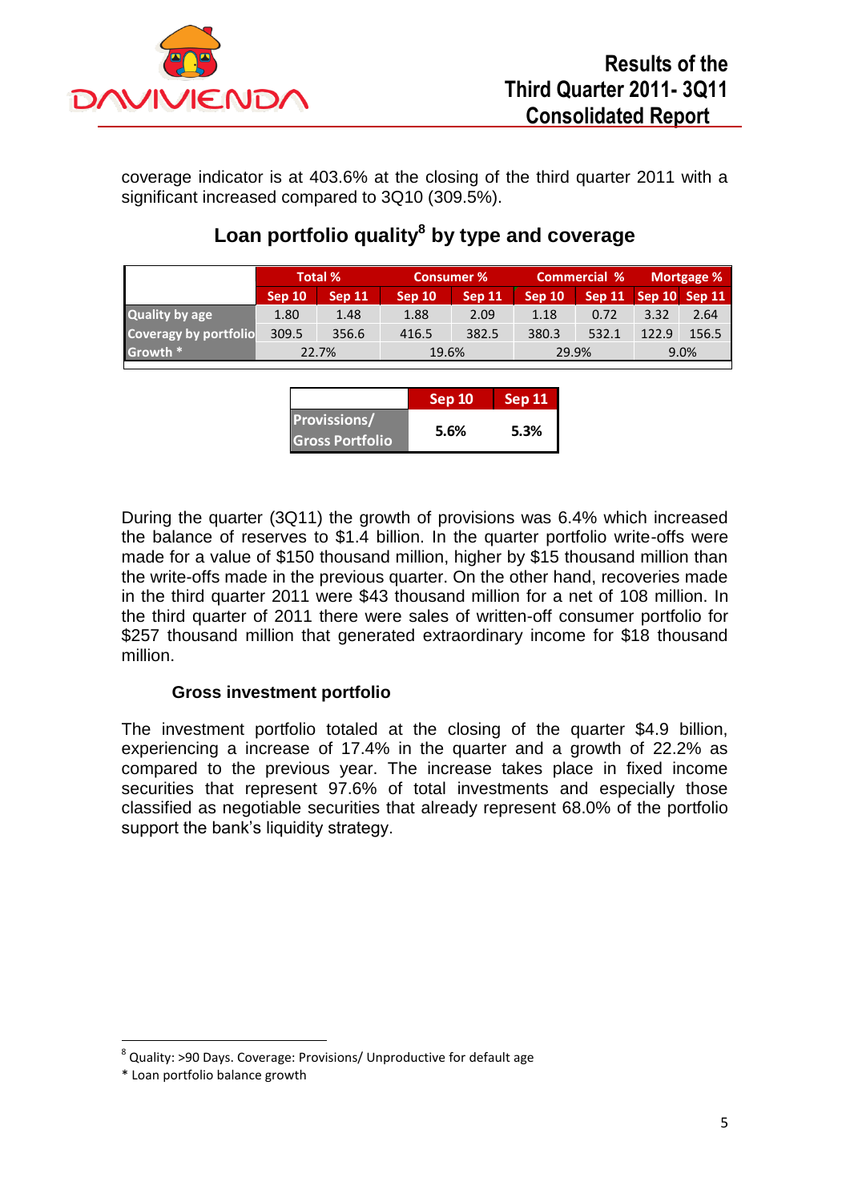coverage indicator is at 403.6% at the closing of the third quarter 2011 with a significant increased compared to 3Q10 (309.5%).

## Loan portfolio quality[8] by type and coverage

| | Total % | | Consumer % | | Commercial % | | Mortgage % | |
|---|---|---|---|---|---|---|---|---|
| | Sep 10 | Sep 11 | Sep 10 | Sep 11 | Sep 10 | Sep 11 | Sep 10 | Sep 11 |
| Quality by age | 1.80 | 1.48 | 1.88 | 2.09 | 1.18 | 0.72 | 3.32 | 2.64 |
| Coveragy by portfolio | 309.5 | 356.6 | 416.5 | 382.5 | 380.3 | 532.1 | 122.9 | 156.5 |
| Growth * | 22.7% | | 19.6% | | 29.9% | | 9.0% | |

| | Sep 10 | Sep 11 |
|---|---|---|
| Provissions/ Gross Portfolio | 5.6% | 5.3% |

During the quarter (3Q11) the growth of provisions was 6.4% which increased the balance of reserves to $1.4 billion. In the quarter portfolio write-offs were made for a value of $150 thousand million, higher by $15 thousand million than the write-offs made in the previous quarter. On the other hand, recoveries made in the third quarter 2011 were $43 thousand million for a net of 108 million. In the third quarter of 2011 there were sales of written-off consumer portfolio for $257 thousand million that generated extraordinary income for $18 thousand million.

### Gross investment portfolio

The investment portfolio totaled at the closing of the quarter $4.9 billion, experiencing a increase of 17.4% in the quarter and a growth of 22.2% as compared to the previous year. The increase takes place in fixed income securities that represent 97.6% of total investments and especially those classified as negotiable securities that already represent 68.0% of the portfolio support the bank's liquidity strategy.

---

[8] Quality: >90 Days. Coverage: Provisions/ Unproductive for default age

\* Loan portfolio balance growth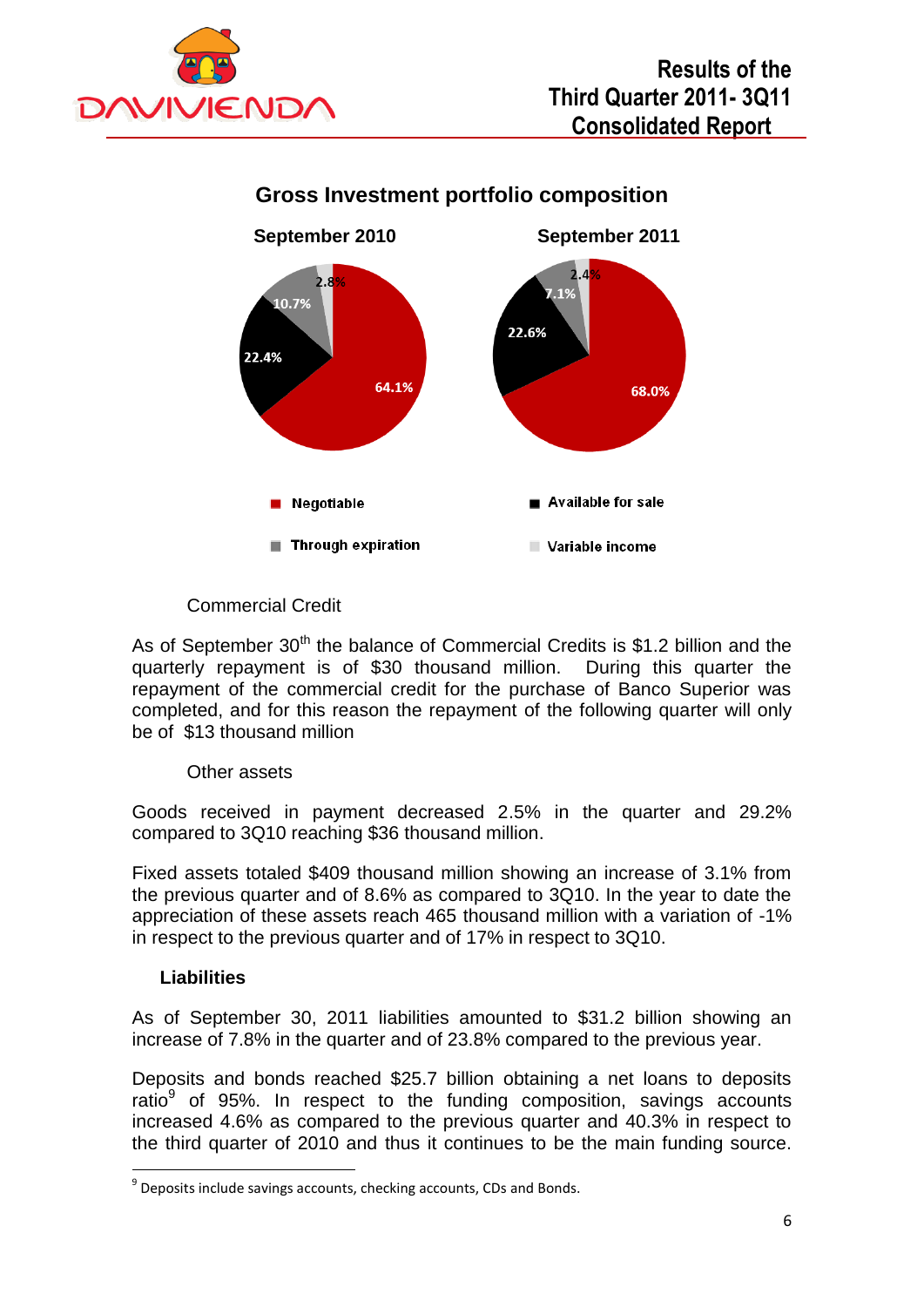## Gross Investment portfolio composition

**September 2010** | **September 2011**

- Negotiable: 64.1% | 68.0%
- Available for sale: 22.4% | 22.6%
- Through expiration: 10.7% | 7.1%
- Variable income: 2.8% | 2.4%

Commercial Credit

As of September 30th the balance of Commercial Credits is $1.2 billion and the quarterly repayment is of $30 thousand million. During this quarter the repayment of the commercial credit for the purchase of Banco Superior was completed, and for this reason the repayment of the following quarter will only be of $13 thousand million

Other assets

Goods received in payment decreased 2.5% in the quarter and 29.2% compared to 3Q10 reaching $36 thousand million.

Fixed assets totaled $409 thousand million showing an increase of 3.1% from the previous quarter and of 8.6% as compared to 3Q10. In the year to date the appreciation of these assets reach 465 thousand million with a variation of -1% in respect to the previous quarter and of 17% in respect to 3Q10.

### Liabilities

As of September 30, 2011 liabilities amounted to $31.2 billion showing an increase of 7.8% in the quarter and of 23.8% compared to the previous year.

Deposits and bonds reached $25.7 billion obtaining a net loans to deposits ratio[9] of 95%. In respect to the funding composition, savings accounts increased 4.6% as compared to the previous quarter and 40.3% in respect to the third quarter of 2010 and thus it continues to be the main funding source.

[9] Deposits include savings accounts, checking accounts, CDs and Bonds.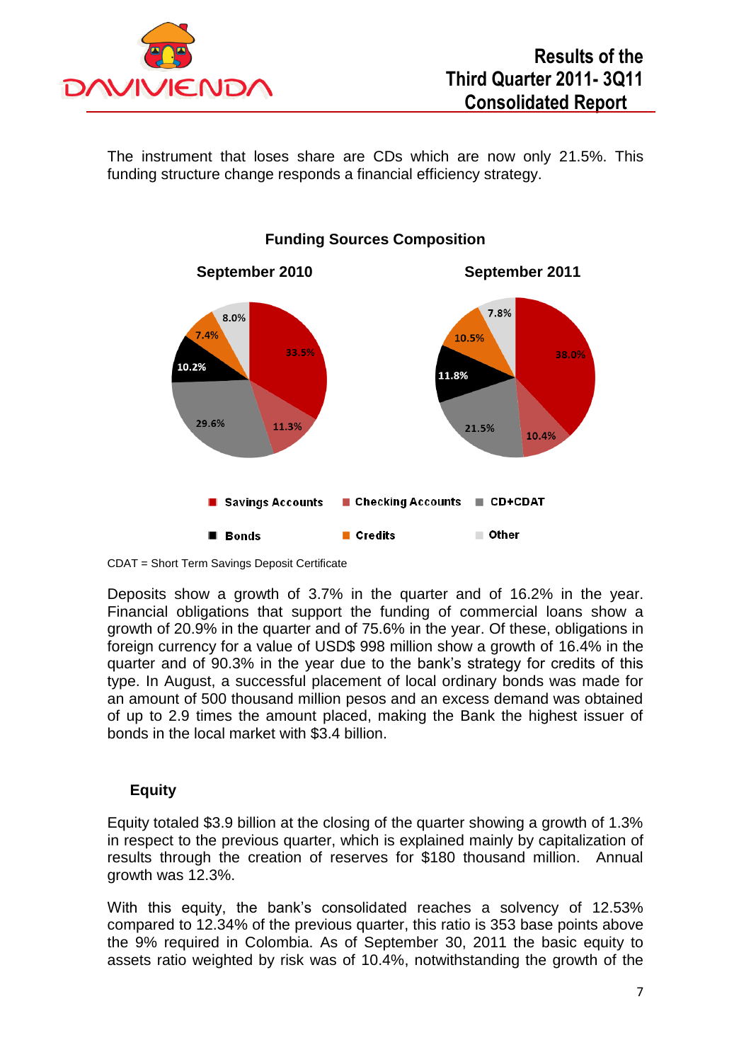The instrument that loses share are CDs which are now only 21.5%. This funding structure change responds a financial efficiency strategy.

**Funding Sources Composition**

| | September 2010 | September 2011 |
|---|---|---|
| Savings Accounts | 33.5% | 38.0% |
| Checking Accounts | 11.3% | 10.4% |
| CD+CDAT | 29.6% | 21.5% |
| Bonds | 10.2% | 11.8% |
| Credits | 7.4% | 10.5% |
| Other | 8.0% | 7.8% |

CDAT = Short Term Savings Deposit Certificate

Deposits show a growth of 3.7% in the quarter and of 16.2% in the year. Financial obligations that support the funding of commercial loans show a growth of 20.9% in the quarter and of 75.6% in the year. Of these, obligations in foreign currency for a value of USD$ 998 million show a growth of 16.4% in the quarter and of 90.3% in the year due to the bank's strategy for credits of this type. In August, a successful placement of local ordinary bonds was made for an amount of 500 thousand million pesos and an excess demand was obtained of up to 2.9 times the amount placed, making the Bank the highest issuer of bonds in the local market with $3.4 billion.

## Equity

Equity totaled $3.9 billion at the closing of the quarter showing a growth of 1.3% in respect to the previous quarter, which is explained mainly by capitalization of results through the creation of reserves for $180 thousand million. Annual growth was 12.3%.

With this equity, the bank's consolidated reaches a solvency of 12.53% compared to 12.34% of the previous quarter, this ratio is 353 base points above the 9% required in Colombia. As of September 30, 2011 the basic equity to assets ratio weighted by risk was of 10.4%, notwithstanding the growth of the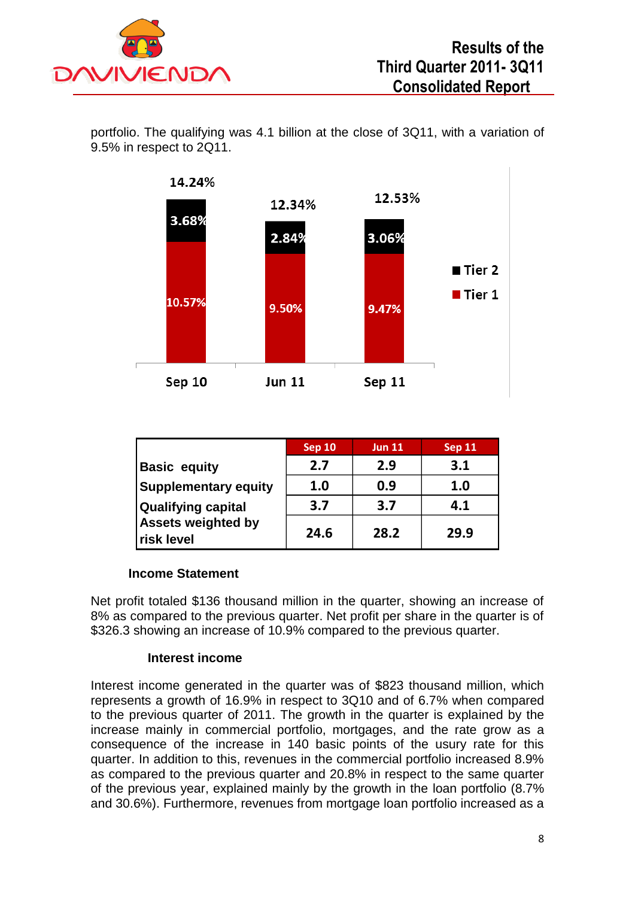portfolio. The qualifying was 4.1 billion at the close of 3Q11, with a variation of 9.5% in respect to 2Q11.

| | Sep 10 | Jun 11 | Sep 11 |
|---|---|---|---|
| Tier 1 | 10.57% | 9.50% | 9.47% |
| Tier 2 | 3.68% | 2.84% | 3.06% |
| Total | 14.24% | 12.34% | 12.53% |

| | Sep 10 | Jun 11 | Sep 11 |
|---|---|---|---|
| **Basic equity** | **2.7** | **2.9** | **3.1** |
| **Supplementary equity** | **1.0** | **0.9** | **1.0** |
| **Qualifying capital** | **3.7** | **3.7** | **4.1** |
| **Assets weighted by risk level** | **24.6** | **28.2** | **29.9** |

### Income Statement

Net profit totaled $136 thousand million in the quarter, showing an increase of 8% as compared to the previous quarter. Net profit per share in the quarter is of $326.3 showing an increase of 10.9% compared to the previous quarter.

### Interest income

Interest income generated in the quarter was of $823 thousand million, which represents a growth of 16.9% in respect to 3Q10 and of 6.7% when compared to the previous quarter of 2011. The growth in the quarter is explained by the increase mainly in commercial portfolio, mortgages, and the rate grow as a consequence of the increase in 140 basic points of the usury rate for this quarter. In addition to this, revenues in the commercial portfolio increased 8.9% as compared to the previous quarter and 20.8% in respect to the same quarter of the previous year, explained mainly by the growth in the loan portfolio (8.7% and 30.6%). Furthermore, revenues from mortgage loan portfolio increased as a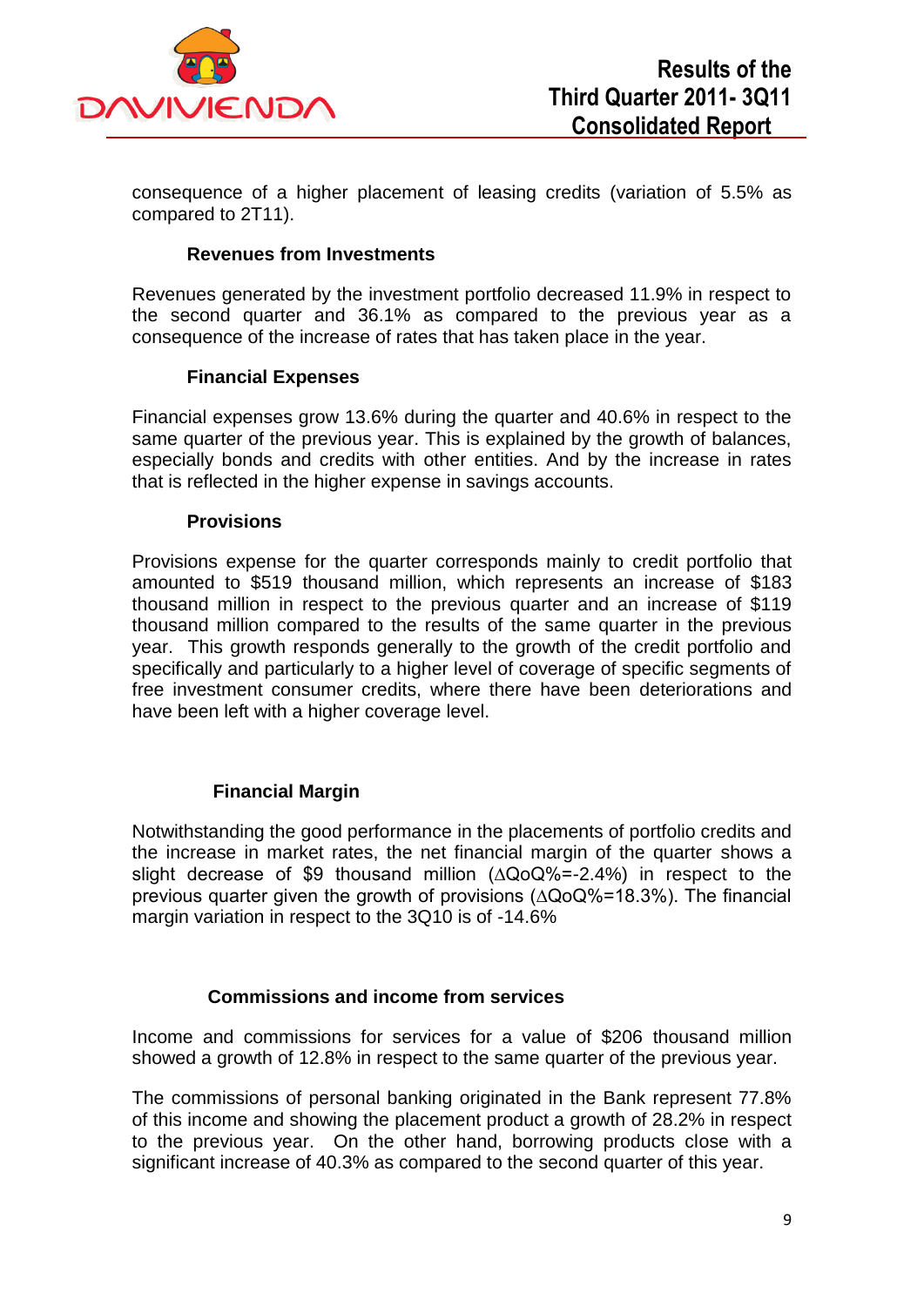consequence of a higher placement of leasing credits (variation of 5.5% as compared to 2T11).

### Revenues from Investments

Revenues generated by the investment portfolio decreased 11.9% in respect to the second quarter and 36.1% as compared to the previous year as a consequence of the increase of rates that has taken place in the year.

### Financial Expenses

Financial expenses grow 13.6% during the quarter and 40.6% in respect to the same quarter of the previous year. This is explained by the growth of balances, especially bonds and credits with other entities. And by the increase in rates that is reflected in the higher expense in savings accounts.

### Provisions

Provisions expense for the quarter corresponds mainly to credit portfolio that amounted to $519 thousand million, which represents an increase of $183 thousand million in respect to the previous quarter and an increase of $119 thousand million compared to the results of the same quarter in the previous year. This growth responds generally to the growth of the credit portfolio and specifically and particularly to a higher level of coverage of specific segments of free investment consumer credits, where there have been deteriorations and have been left with a higher coverage level.

### Financial Margin

Notwithstanding the good performance in the placements of portfolio credits and the increase in market rates, the net financial margin of the quarter shows a slight decrease of $9 thousand million ($\Delta$QoQ%=-2.4%) in respect to the previous quarter given the growth of provisions ($\Delta$QoQ%=18.3%). The financial margin variation in respect to the 3Q10 is of -14.6%

### Commissions and income from services

Income and commissions for services for a value of $206 thousand million showed a growth of 12.8% in respect to the same quarter of the previous year.

The commissions of personal banking originated in the Bank represent 77.8% of this income and showing the placement product a growth of 28.2% in respect to the previous year. On the other hand, borrowing products close with a significant increase of 40.3% as compared to the second quarter of this year.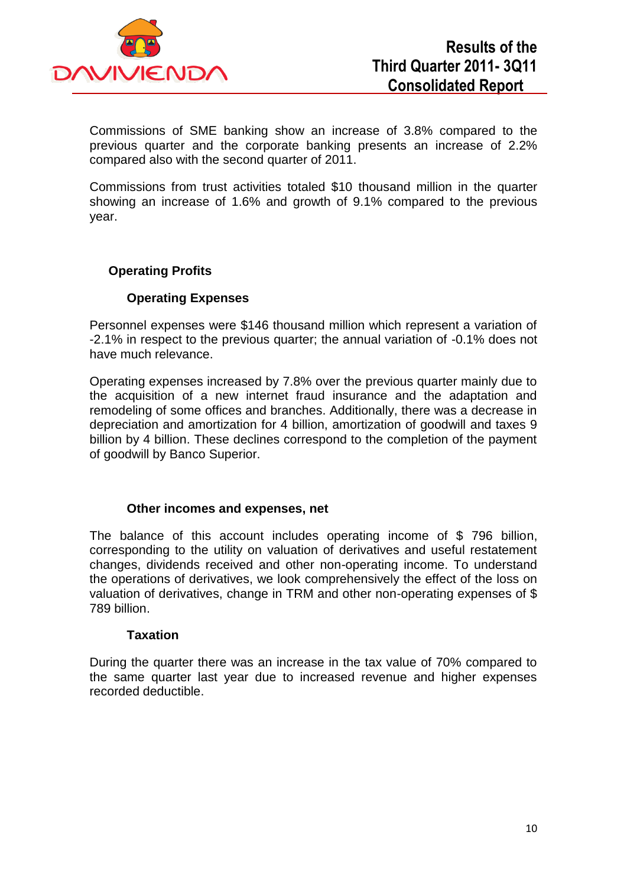Commissions of SME banking show an increase of 3.8% compared to the previous quarter and the corporate banking presents an increase of 2.2% compared also with the second quarter of 2011.

Commissions from trust activities totaled $10 thousand million in the quarter showing an increase of 1.6% and growth of 9.1% compared to the previous year.

## Operating Profits

### Operating Expenses

Personnel expenses were $146 thousand million which represent a variation of -2.1% in respect to the previous quarter; the annual variation of -0.1% does not have much relevance.

Operating expenses increased by 7.8% over the previous quarter mainly due to the acquisition of a new internet fraud insurance and the adaptation and remodeling of some offices and branches. Additionally, there was a decrease in depreciation and amortization for 4 billion, amortization of goodwill and taxes 9 billion by 4 billion. These declines correspond to the completion of the payment of goodwill by Banco Superior.

### Other incomes and expenses, net

The balance of this account includes operating income of $ 796 billion, corresponding to the utility on valuation of derivatives and useful restatement changes, dividends received and other non-operating income. To understand the operations of derivatives, we look comprehensively the effect of the loss on valuation of derivatives, change in TRM and other non-operating expenses of $ 789 billion.

### Taxation

During the quarter there was an increase in the tax value of 70% compared to the same quarter last year due to increased revenue and higher expenses recorded deductible.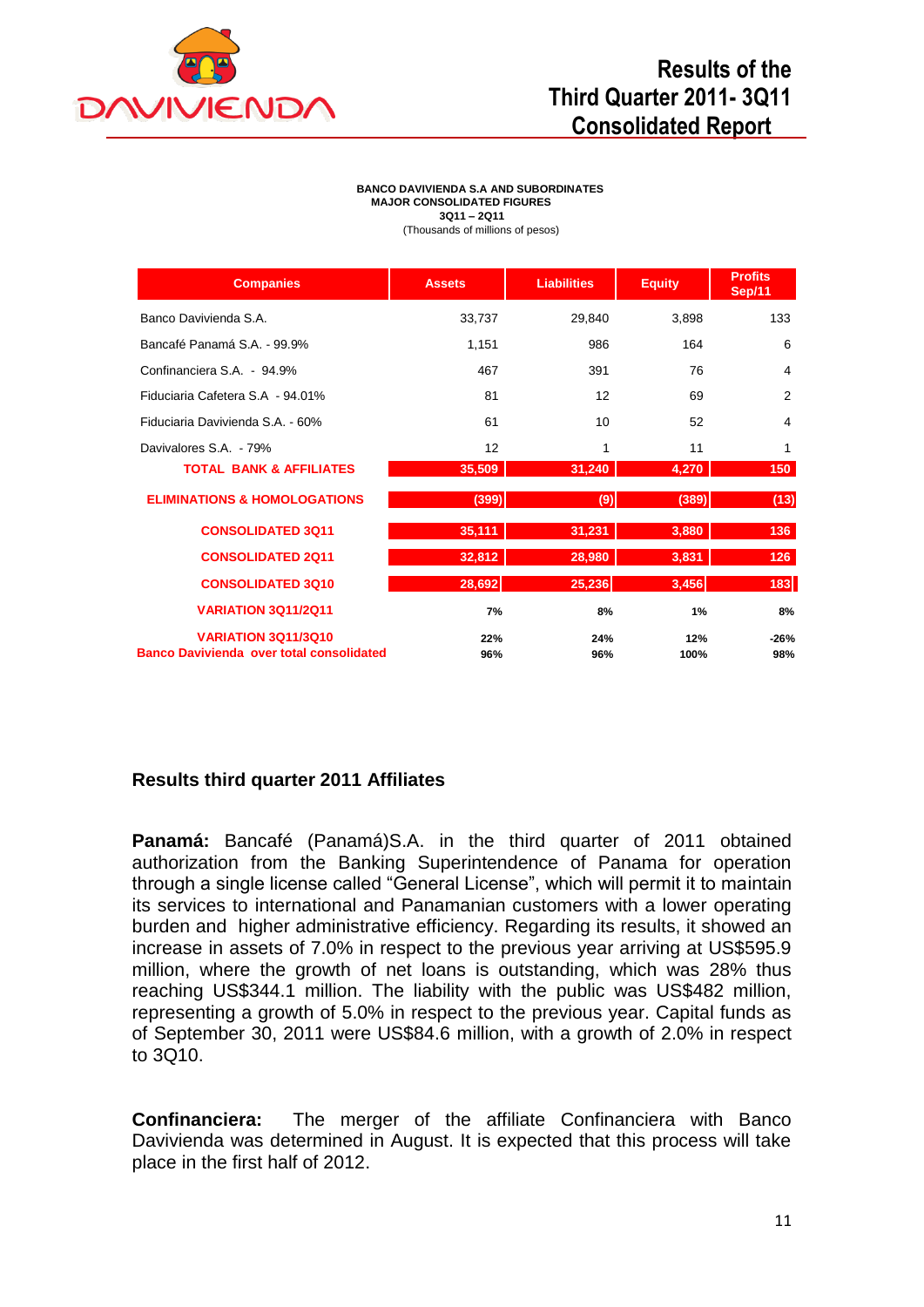**BANCO DAVIVIENDA S.A AND SUBORDINATES**
**MAJOR CONSOLIDATED FIGURES**
**3Q11 – 2Q11**
(Thousands of millions of pesos)

| Companies | Assets | Liabilities | Equity | Profits Sep/11 |
|---|---|---|---|---|
| Banco Davivienda S.A. | 33,737 | 29,840 | 3,898 | 133 |
| Bancafé Panamá S.A. - 99.9% | 1,151 | 986 | 164 | 6 |
| Confinanciera S.A. - 94.9% | 467 | 391 | 76 | 4 |
| Fiduciaria Cafetera S.A - 94.01% | 81 | 12 | 69 | 2 |
| Fiduciaria Davivienda S.A. - 60% | 61 | 10 | 52 | 4 |
| Davivalores S.A. - 79% | 12 | 1 | 11 | 1 |
| **TOTAL BANK & AFFILIATES** | **35,509** | **31,240** | **4,270** | **150** |
| **ELIMINATIONS & HOMOLOGATIONS** | **(399)** | **(9)** | **(389)** | **(13)** |
| **CONSOLIDATED 3Q11** | **35,111** | **31,231** | **3,880** | **136** |
| **CONSOLIDATED 2Q11** | **32,812** | **28,980** | **3,831** | **126** |
| **CONSOLIDATED 3Q10** | **28,692** | **25,236** | **3,456** | **183** |
| **VARIATION 3Q11/2Q11** | **7%** | **8%** | **1%** | **8%** |
| **VARIATION 3Q11/3Q10** | **22%** | **24%** | **12%** | **-26%** |
| **Banco Davivienda over total consolidated** | **96%** | **96%** | **100%** | **98%** |

### Results third quarter 2011 Affiliates

**Panamá:** Bancafé (Panamá)S.A. in the third quarter of 2011 obtained authorization from the Banking Superintendence of Panama for operation through a single license called "General License", which will permit it to maintain its services to international and Panamanian customers with a lower operating burden and higher administrative efficiency. Regarding its results, it showed an increase in assets of 7.0% in respect to the previous year arriving at US$595.9 million, where the growth of net loans is outstanding, which was 28% thus reaching US$344.1 million. The liability with the public was US$482 million, representing a growth of 5.0% in respect to the previous year. Capital funds as of September 30, 2011 were US$84.6 million, with a growth of 2.0% in respect to 3Q10.

**Confinanciera:** The merger of the affiliate Confinanciera with Banco Davivienda was determined in August. It is expected that this process will take place in the first half of 2012.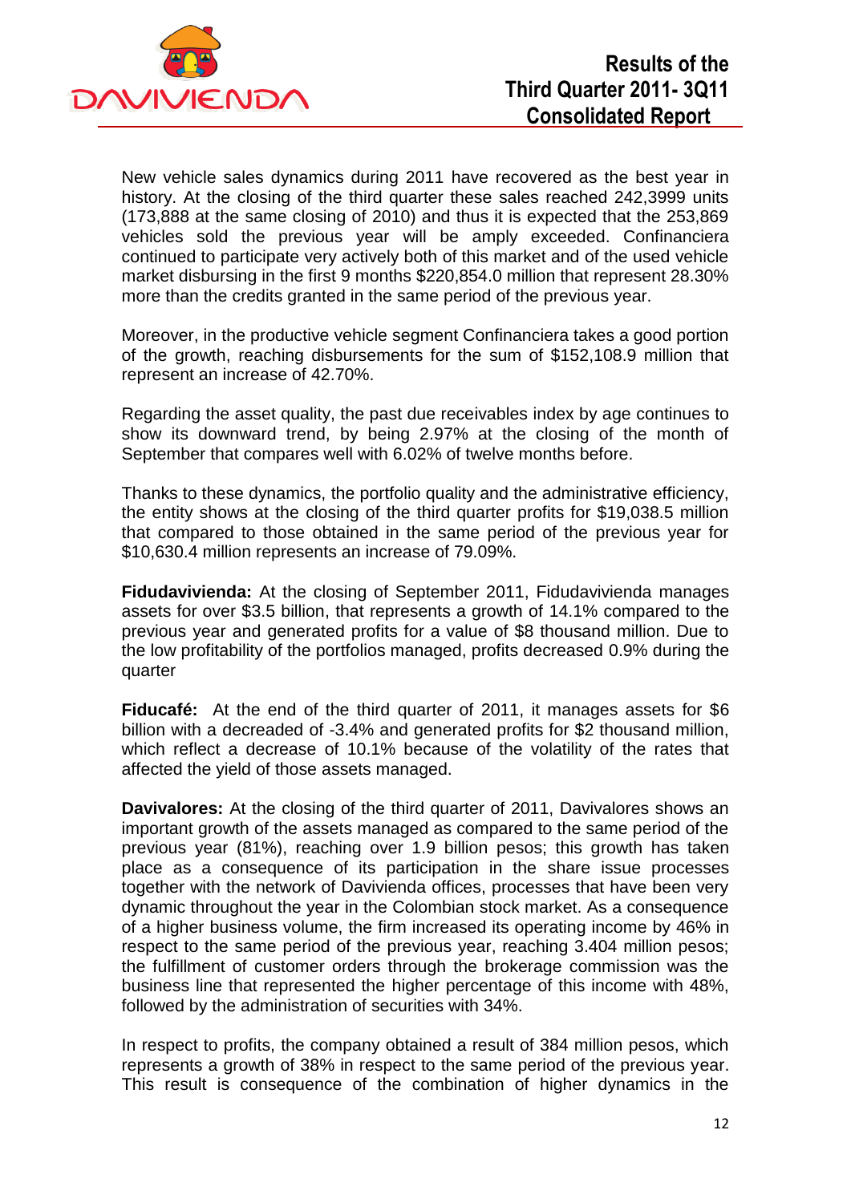New vehicle sales dynamics during 2011 have recovered as the best year in history. At the closing of the third quarter these sales reached 242,3999 units (173,888 at the same closing of 2010) and thus it is expected that the 253,869 vehicles sold the previous year will be amply exceeded. Confinanciera continued to participate very actively both of this market and of the used vehicle market disbursing in the first 9 months $220,854.0 million that represent 28.30% more than the credits granted in the same period of the previous year.

Moreover, in the productive vehicle segment Confinanciera takes a good portion of the growth, reaching disbursements for the sum of $152,108.9 million that represent an increase of 42.70%.

Regarding the asset quality, the past due receivables index by age continues to show its downward trend, by being 2.97% at the closing of the month of September that compares well with 6.02% of twelve months before.

Thanks to these dynamics, the portfolio quality and the administrative efficiency, the entity shows at the closing of the third quarter profits for $19,038.5 million that compared to those obtained in the same period of the previous year for $10,630.4 million represents an increase of 79.09%.

**Fidudavivienda:** At the closing of September 2011, Fidudavivienda manages assets for over $3.5 billion, that represents a growth of 14.1% compared to the previous year and generated profits for a value of $8 thousand million. Due to the low profitability of the portfolios managed, profits decreased 0.9% during the quarter

**Fiducafé:** At the end of the third quarter of 2011, it manages assets for $6 billion with a decreaded of -3.4% and generated profits for $2 thousand million, which reflect a decrease of 10.1% because of the volatility of the rates that affected the yield of those assets managed.

**Davivalores:** At the closing of the third quarter of 2011, Davivalores shows an important growth of the assets managed as compared to the same period of the previous year (81%), reaching over 1.9 billion pesos; this growth has taken place as a consequence of its participation in the share issue processes together with the network of Davivienda offices, processes that have been very dynamic throughout the year in the Colombian stock market. As a consequence of a higher business volume, the firm increased its operating income by 46% in respect to the same period of the previous year, reaching 3.404 million pesos; the fulfillment of customer orders through the brokerage commission was the business line that represented the higher percentage of this income with 48%, followed by the administration of securities with 34%.

In respect to profits, the company obtained a result of 384 million pesos, which represents a growth of 38% in respect to the same period of the previous year. This result is consequence of the combination of higher dynamics in the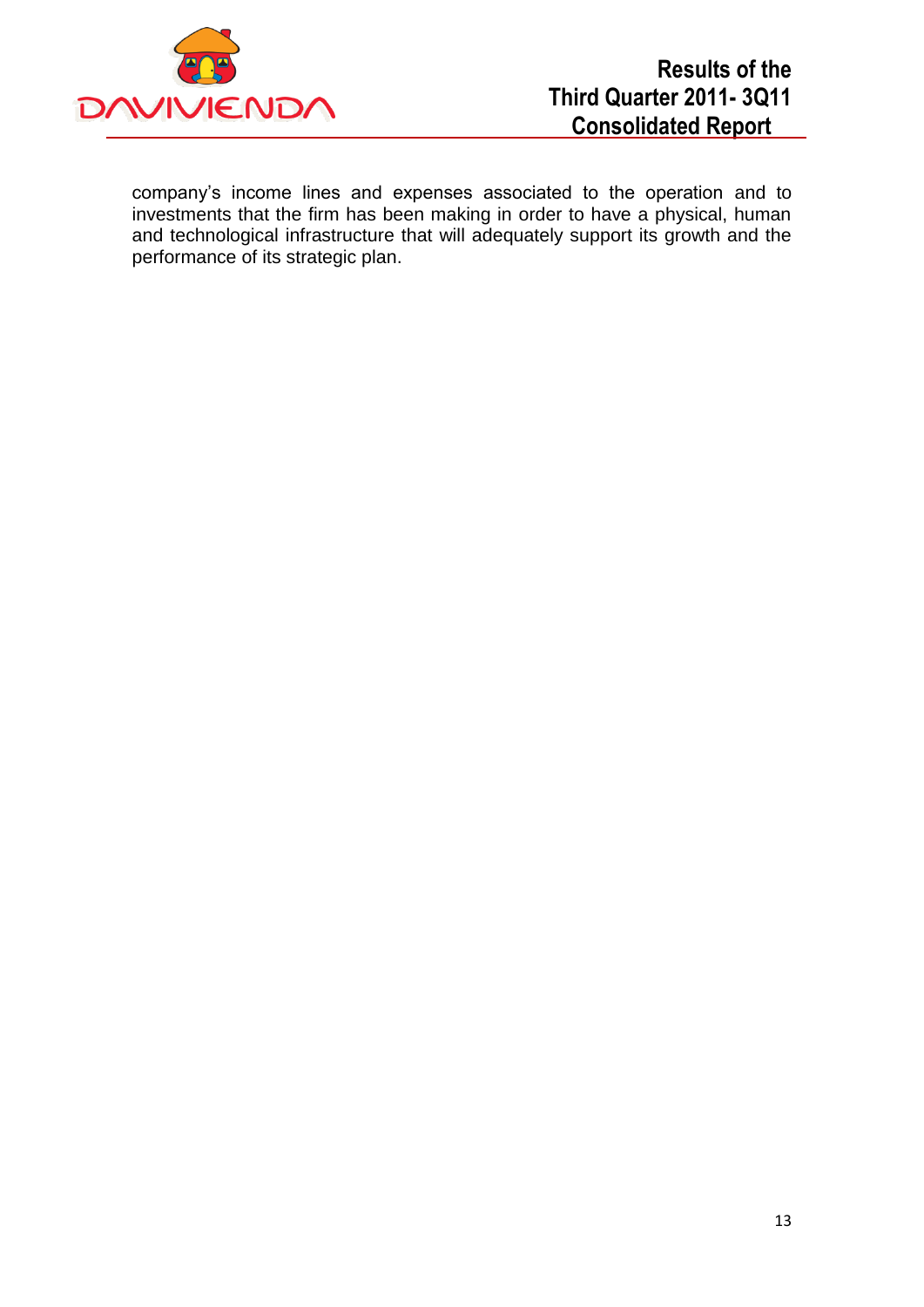company's income lines and expenses associated to the operation and to investments that the firm has been making in order to have a physical, human and technological infrastructure that will adequately support its growth and the performance of its strategic plan.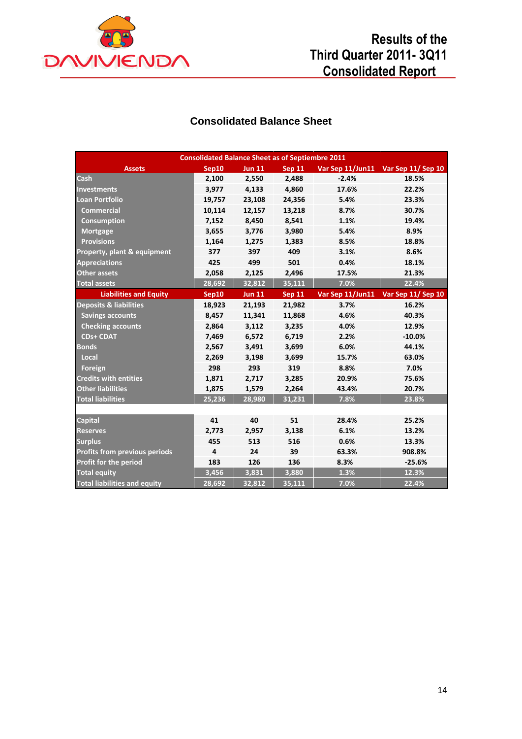# Consolidated Balance Sheet

| Consolidated Balance Sheet as of Septiembre 2011 | | | | | |
|---|---|---|---|---|---|
| **Assets** | **Sep10** | **Jun 11** | **Sep 11** | **Var Sep 11/Jun11** | **Var Sep 11/ Sep 10** |
| Cash | 2,100 | 2,550 | 2,488 | -2.4% | 18.5% |
| Investments | 3,977 | 4,133 | 4,860 | 17.6% | 22.2% |
| Loan Portfolio | 19,757 | 23,108 | 24,356 | 5.4% | 23.3% |
| Commercial | 10,114 | 12,157 | 13,218 | 8.7% | 30.7% |
| Consumption | 7,152 | 8,450 | 8,541 | 1.1% | 19.4% |
| Mortgage | 3,655 | 3,776 | 3,980 | 5.4% | 8.9% |
| Provisions | 1,164 | 1,275 | 1,383 | 8.5% | 18.8% |
| Property, plant & equipment | 377 | 397 | 409 | 3.1% | 8.6% |
| Appreciations | 425 | 499 | 501 | 0.4% | 18.1% |
| Other assets | 2,058 | 2,125 | 2,496 | 17.5% | 21.3% |
| **Total assets** | **28,692** | **32,812** | **35,111** | **7.0%** | **22.4%** |
| **Liabilities and Equity** | **Sep10** | **Jun 11** | **Sep 11** | **Var Sep 11/Jun11** | **Var Sep 11/ Sep 10** |
| Deposits & liabilities | 18,923 | 21,193 | 21,982 | 3.7% | 16.2% |
| Savings accounts | 8,457 | 11,341 | 11,868 | 4.6% | 40.3% |
| Checking accounts | 2,864 | 3,112 | 3,235 | 4.0% | 12.9% |
| CDs+ CDAT | 7,469 | 6,572 | 6,719 | 2.2% | -10.0% |
| Bonds | 2,567 | 3,491 | 3,699 | 6.0% | 44.1% |
| Local | 2,269 | 3,198 | 3,699 | 15.7% | 63.0% |
| Foreign | 298 | 293 | 319 | 8.8% | 7.0% |
| Credits with entities | 1,871 | 2,717 | 3,285 | 20.9% | 75.6% |
| Other liabilities | 1,875 | 1,579 | 2,264 | 43.4% | 20.7% |
| **Total liabilities** | **25,236** | **28,980** | **31,231** | **7.8%** | **23.8%** |
| | | | | | |
| Capital | 41 | 40 | 51 | 28.4% | 25.2% |
| Reserves | 2,773 | 2,957 | 3,138 | 6.1% | 13.2% |
| Surplus | 455 | 513 | 516 | 0.6% | 13.3% |
| Profits from previous periods | 4 | 24 | 39 | 63.3% | 908.8% |
| Profit for the period | 183 | 126 | 136 | 8.3% | -25.6% |
| **Total equity** | **3,456** | **3,831** | **3,880** | **1.3%** | **12.3%** |
| **Total liabilities and equity** | **28,692** | **32,812** | **35,111** | **7.0%** | **22.4%** |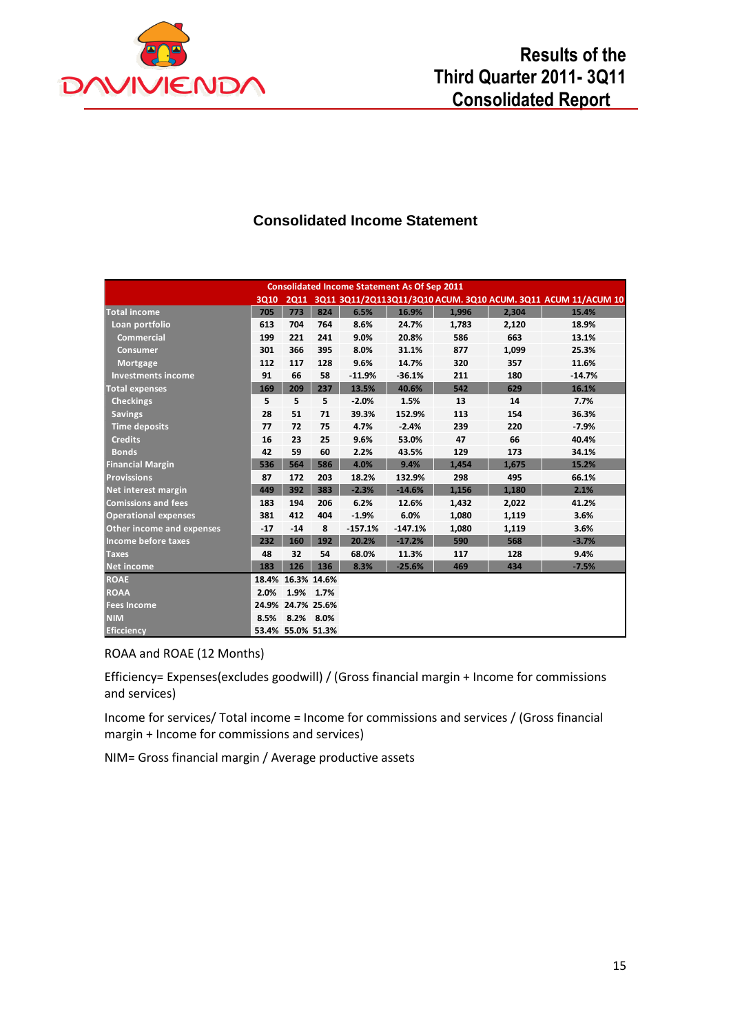## Consolidated Income Statement

| Consolidated Income Statement As Of Sep 2011 | 3Q10 | 2Q11 | 3Q11 | 3Q11/2Q11 | 3Q11/3Q10 | ACUM. 3Q10 | ACUM. 3Q11 | ACUM 11/ACUM 10 |
|---|---|---|---|---|---|---|---|---|
| Total income | 705 | 773 | 824 | 6.5% | 16.9% | 1,996 | 2,304 | 15.4% |
| Loan portfolio | 613 | 704 | 764 | 8.6% | 24.7% | 1,783 | 2,120 | 18.9% |
| Commercial | 199 | 221 | 241 | 9.0% | 20.8% | 586 | 663 | 13.1% |
| Consumer | 301 | 366 | 395 | 8.0% | 31.1% | 877 | 1,099 | 25.3% |
| Mortgage | 112 | 117 | 128 | 9.6% | 14.7% | 320 | 357 | 11.6% |
| Investments income | 91 | 66 | 58 | -11.9% | -36.1% | 211 | 180 | -14.7% |
| Total expenses | 169 | 209 | 237 | 13.5% | 40.6% | 542 | 629 | 16.1% |
| Checkings | 5 | 5 | 5 | -2.0% | 1.5% | 13 | 14 | 7.7% |
| Savings | 28 | 51 | 71 | 39.3% | 152.9% | 113 | 154 | 36.3% |
| Time deposits | 77 | 72 | 75 | 4.7% | -2.4% | 239 | 220 | -7.9% |
| Credits | 16 | 23 | 25 | 9.6% | 53.0% | 47 | 66 | 40.4% |
| Bonds | 42 | 59 | 60 | 2.2% | 43.5% | 129 | 173 | 34.1% |
| Financial Margin | 536 | 564 | 586 | 4.0% | 9.4% | 1,454 | 1,675 | 15.2% |
| Provissions | 87 | 172 | 203 | 18.2% | 132.9% | 298 | 495 | 66.1% |
| Net interest margin | 449 | 392 | 383 | -2.3% | -14.6% | 1,156 | 1,180 | 2.1% |
| Comissions and fees | 183 | 194 | 206 | 6.2% | 12.6% | 1,432 | 2,022 | 41.2% |
| Operational expenses | 381 | 412 | 404 | -1.9% | 6.0% | 1,080 | 1,119 | 3.6% |
| Other income and expenses | -17 | -14 | 8 | -157.1% | -147.1% | 1,080 | 1,119 | 3.6% |
| Income before taxes | 232 | 160 | 192 | 20.2% | -17.2% | 590 | 568 | -3.7% |
| Taxes | 48 | 32 | 54 | 68.0% | 11.3% | 117 | 128 | 9.4% |
| Net income | 183 | 126 | 136 | 8.3% | -25.6% | 469 | 434 | -7.5% |
| ROAE | 18.4% | 16.3% | 14.6% | | | | | |
| ROAA | 2.0% | 1.9% | 1.7% | | | | | |
| Fees Income | 24.9% | 24.7% | 25.6% | | | | | |
| NIM | 8.5% | 8.2% | 8.0% | | | | | |
| Efficiency | 53.4% | 55.0% | 51.3% | | | | | |

ROAA and ROAE (12 Months)

Efficiency= Expenses(excludes goodwill) / (Gross financial margin + Income for commissions and services)

Income for services/ Total income = Income for commissions and services / (Gross financial margin + Income for commissions and services)

NIM= Gross financial margin / Average productive assets